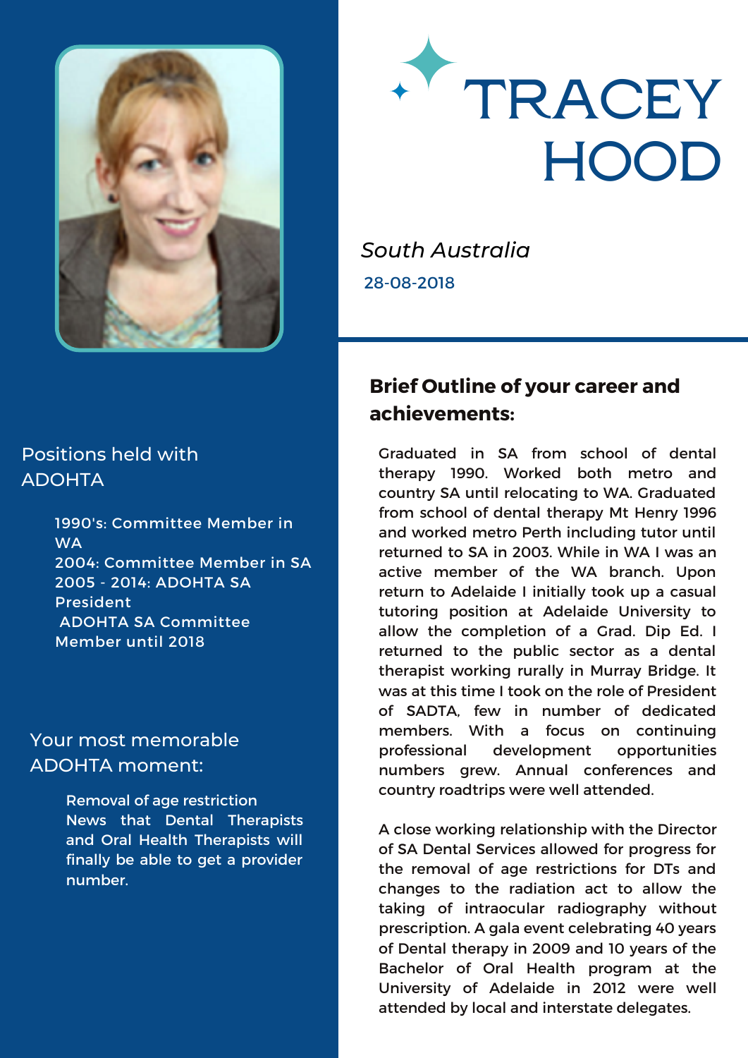# TRACEY HOOD

*South Australia*

28-08-2018

## Positions held with ADOHTA

1990's: Committee Member in WA
2004: Committee Member in SA
2005 - 2014: ADOHTA SA President
ADOHTA SA Committee Member until 2018

## Your most memorable ADOHTA moment:

Removal of age restriction
News that Dental Therapists and Oral Health Therapists will finally be able to get a provider number.

## Brief Outline of your career and achievements:

Graduated in SA from school of dental therapy 1990. Worked both metro and country SA until relocating to WA. Graduated from school of dental therapy Mt Henry 1996 and worked metro Perth including tutor until returned to SA in 2003. While in WA I was an active member of the WA branch. Upon return to Adelaide I initially took up a casual tutoring position at Adelaide University to allow the completion of a Grad. Dip Ed. I returned to the public sector as a dental therapist working rurally in Murray Bridge. It was at this time I took on the role of President of SADTA, few in number of dedicated members. With a focus on continuing professional development opportunities numbers grew. Annual conferences and country roadtrips were well attended.

A close working relationship with the Director of SA Dental Services allowed for progress for the removal of age restrictions for DTs and changes to the radiation act to allow the taking of intraocular radiography without prescription. A gala event celebrating 40 years of Dental therapy in 2009 and 10 years of the Bachelor of Oral Health program at the University of Adelaide in 2012 were well attended by local and interstate delegates.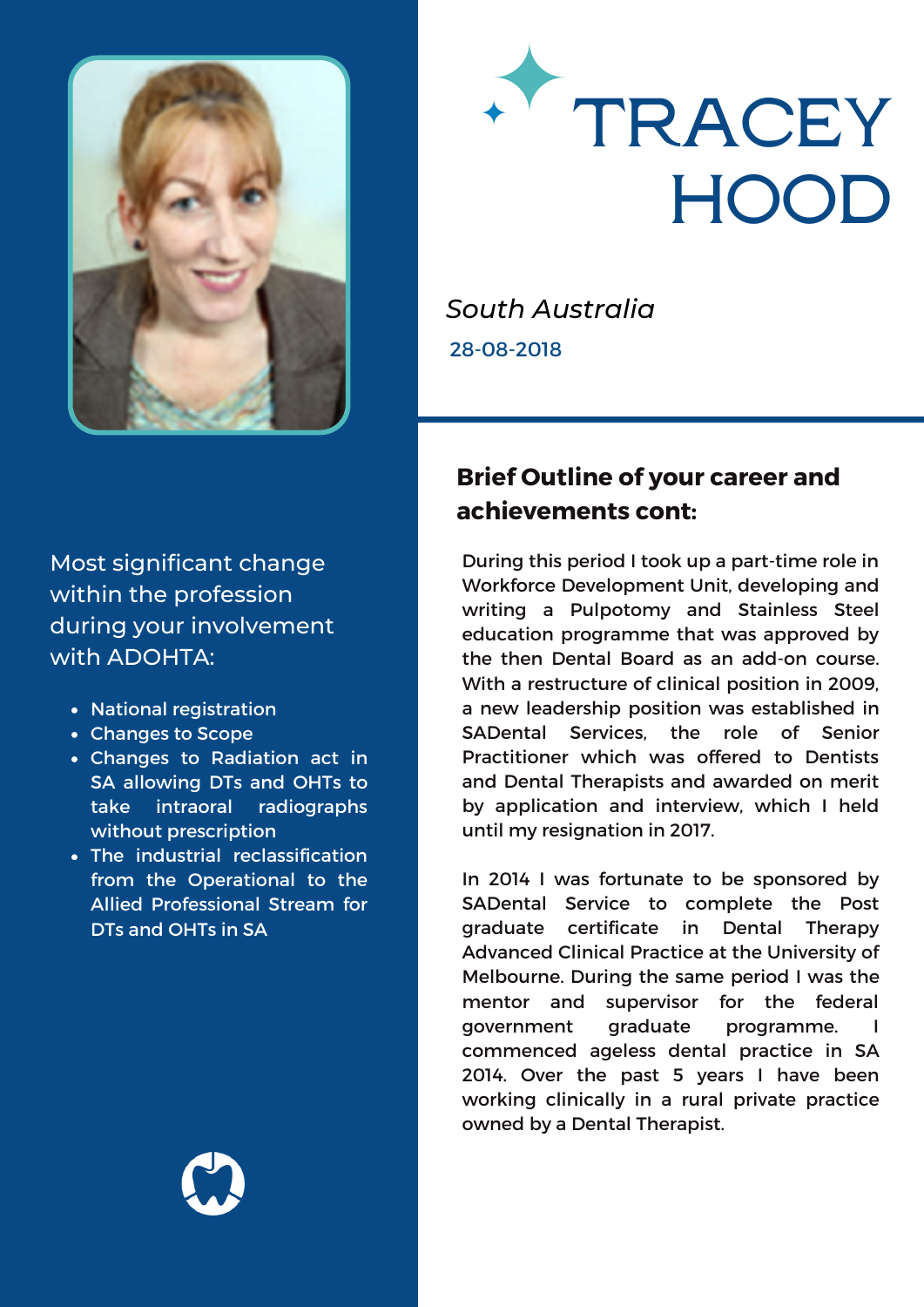# TRACEY HOOD

*South Australia*

28-08-2018

## Brief Outline of your career and achievements cont:

During this period I took up a part-time role in Workforce Development Unit, developing and writing a Pulpotomy and Stainless Steel education programme that was approved by the then Dental Board as an add-on course. With a restructure of clinical position in 2009, a new leadership position was established in SADental Services, the role of Senior Practitioner which was offered to Dentists and Dental Therapists and awarded on merit by application and interview, which I held until my resignation in 2017.

In 2014 I was fortunate to be sponsored by SADental Service to complete the Post graduate certificate in Dental Therapy Advanced Clinical Practice at the University of Melbourne. During the same period I was the mentor and supervisor for the federal government graduate programme. I commenced ageless dental practice in SA 2014. Over the past 5 years I have been working clinically in a rural private practice owned by a Dental Therapist.

Most significant change within the profession during your involvement with ADOHTA:

- National registration
- Changes to Scope
- Changes to Radiation act in SA allowing DTs and OHTs to take intraoral radiographs without prescription
- The industrial reclassification from the Operational to the Allied Professional Stream for DTs and OHTs in SA